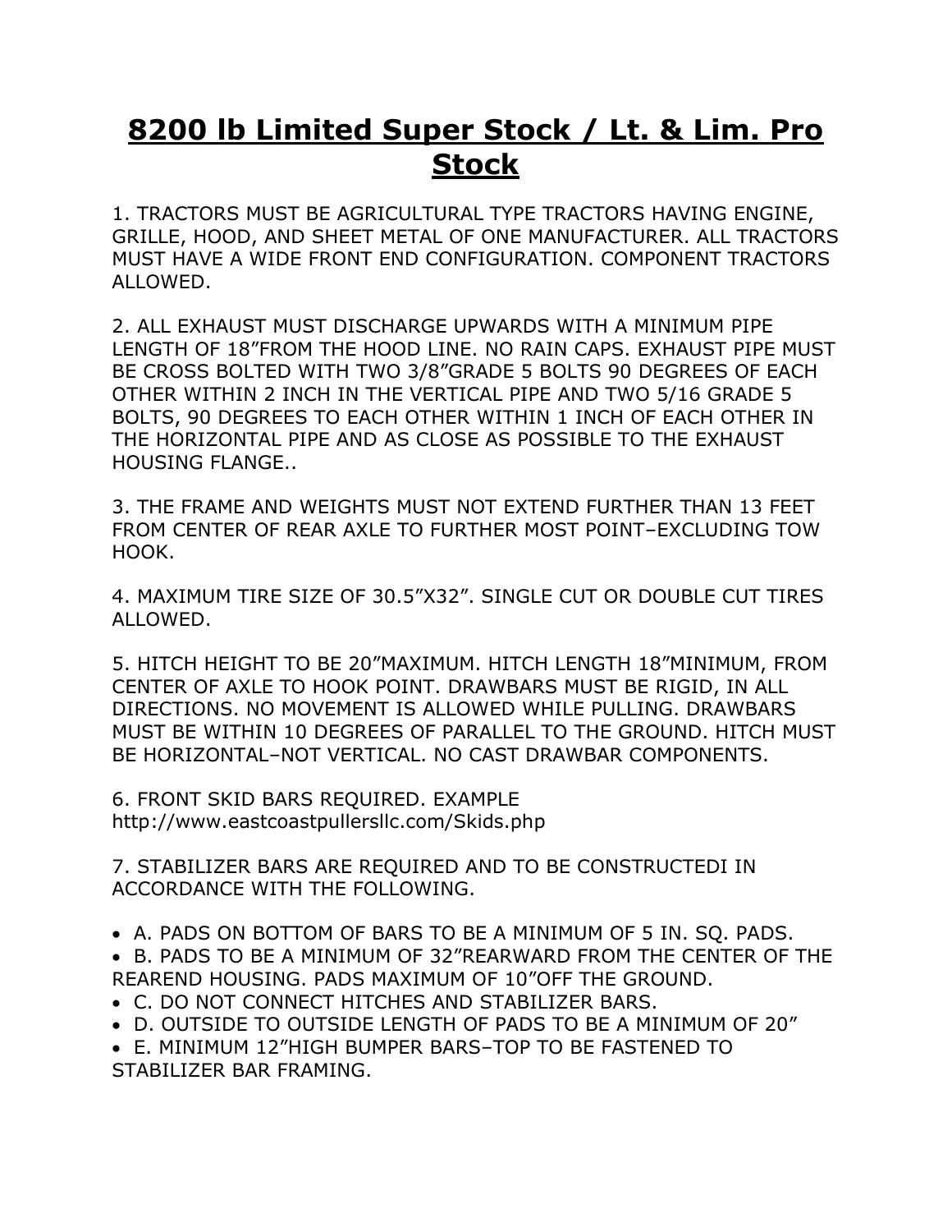# 8200 lb Limited Super Stock / Lt. & Lim. Pro Stock

1. TRACTORS MUST BE AGRICULTURAL TYPE TRACTORS HAVING ENGINE, GRILLE, HOOD, AND SHEET METAL OF ONE MANUFACTURER. ALL TRACTORS MUST HAVE A WIDE FRONT END CONFIGURATION. COMPONENT TRACTORS ALLOWED.

2. ALL EXHAUST MUST DISCHARGE UPWARDS WITH A MINIMUM PIPE LENGTH OF 18"FROM THE HOOD LINE. NO RAIN CAPS. EXHAUST PIPE MUST BE CROSS BOLTED WITH TWO 3/8"GRADE 5 BOLTS 90 DEGREES OF EACH OTHER WITHIN 2 INCH IN THE VERTICAL PIPE AND TWO 5/16 GRADE 5 BOLTS, 90 DEGREES TO EACH OTHER WITHIN 1 INCH OF EACH OTHER IN THE HORIZONTAL PIPE AND AS CLOSE AS POSSIBLE TO THE EXHAUST HOUSING FLANGE..

3. THE FRAME AND WEIGHTS MUST NOT EXTEND FURTHER THAN 13 FEET FROM CENTER OF REAR AXLE TO FURTHER MOST POINT–EXCLUDING TOW HOOK.

4. MAXIMUM TIRE SIZE OF 30.5"X32". SINGLE CUT OR DOUBLE CUT TIRES ALLOWED.

5. HITCH HEIGHT TO BE 20"MAXIMUM. HITCH LENGTH 18"MINIMUM, FROM CENTER OF AXLE TO HOOK POINT. DRAWBARS MUST BE RIGID, IN ALL DIRECTIONS. NO MOVEMENT IS ALLOWED WHILE PULLING. DRAWBARS MUST BE WITHIN 10 DEGREES OF PARALLEL TO THE GROUND. HITCH MUST BE HORIZONTAL–NOT VERTICAL. NO CAST DRAWBAR COMPONENTS.

6. FRONT SKID BARS REQUIRED. EXAMPLE http://www.eastcoastpullersllc.com/Skids.php

7. STABILIZER BARS ARE REQUIRED AND TO BE CONSTRUCTEDI IN ACCORDANCE WITH THE FOLLOWING.

- A. PADS ON BOTTOM OF BARS TO BE A MINIMUM OF 5 IN. SQ. PADS.
- B. PADS TO BE A MINIMUM OF 32"REARWARD FROM THE CENTER OF THE REAREND HOUSING. PADS MAXIMUM OF 10"OFF THE GROUND.
- C. DO NOT CONNECT HITCHES AND STABILIZER BARS.
- D. OUTSIDE TO OUTSIDE LENGTH OF PADS TO BE A MINIMUM OF 20"
- E. MINIMUM 12"HIGH BUMPER BARS–TOP TO BE FASTENED TO STABILIZER BAR FRAMING.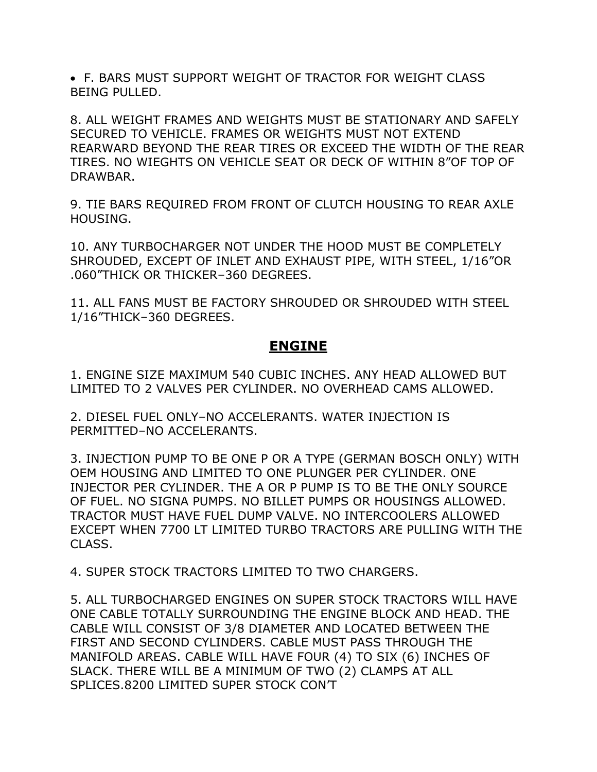- F. BARS MUST SUPPORT WEIGHT OF TRACTOR FOR WEIGHT CLASS BEING PULLED.

8. ALL WEIGHT FRAMES AND WEIGHTS MUST BE STATIONARY AND SAFELY SECURED TO VEHICLE. FRAMES OR WEIGHTS MUST NOT EXTEND REARWARD BEYOND THE REAR TIRES OR EXCEED THE WIDTH OF THE REAR TIRES. NO WIEGHTS ON VEHICLE SEAT OR DECK OF WITHIN 8"OF TOP OF DRAWBAR.

9. TIE BARS REQUIRED FROM FRONT OF CLUTCH HOUSING TO REAR AXLE HOUSING.

10. ANY TURBOCHARGER NOT UNDER THE HOOD MUST BE COMPLETELY SHROUDED, EXCEPT OF INLET AND EXHAUST PIPE, WITH STEEL, 1/16"OR .060"THICK OR THICKER–360 DEGREES.

11. ALL FANS MUST BE FACTORY SHROUDED OR SHROUDED WITH STEEL 1/16"THICK–360 DEGREES.

## ENGINE

1. ENGINE SIZE MAXIMUM 540 CUBIC INCHES. ANY HEAD ALLOWED BUT LIMITED TO 2 VALVES PER CYLINDER. NO OVERHEAD CAMS ALLOWED.

2. DIESEL FUEL ONLY–NO ACCELERANTS. WATER INJECTION IS PERMITTED–NO ACCELERANTS.

3. INJECTION PUMP TO BE ONE P OR A TYPE (GERMAN BOSCH ONLY) WITH OEM HOUSING AND LIMITED TO ONE PLUNGER PER CYLINDER. ONE INJECTOR PER CYLINDER. THE A OR P PUMP IS TO BE THE ONLY SOURCE OF FUEL. NO SIGNA PUMPS. NO BILLET PUMPS OR HOUSINGS ALLOWED. TRACTOR MUST HAVE FUEL DUMP VALVE. NO INTERCOOLERS ALLOWED EXCEPT WHEN 7700 LT LIMITED TURBO TRACTORS ARE PULLING WITH THE CLASS.

4. SUPER STOCK TRACTORS LIMITED TO TWO CHARGERS.

5. ALL TURBOCHARGED ENGINES ON SUPER STOCK TRACTORS WILL HAVE ONE CABLE TOTALLY SURROUNDING THE ENGINE BLOCK AND HEAD. THE CABLE WILL CONSIST OF 3/8 DIAMETER AND LOCATED BETWEEN THE FIRST AND SECOND CYLINDERS. CABLE MUST PASS THROUGH THE MANIFOLD AREAS. CABLE WILL HAVE FOUR (4) TO SIX (6) INCHES OF SLACK. THERE WILL BE A MINIMUM OF TWO (2) CLAMPS AT ALL SPLICES.8200 LIMITED SUPER STOCK CON'T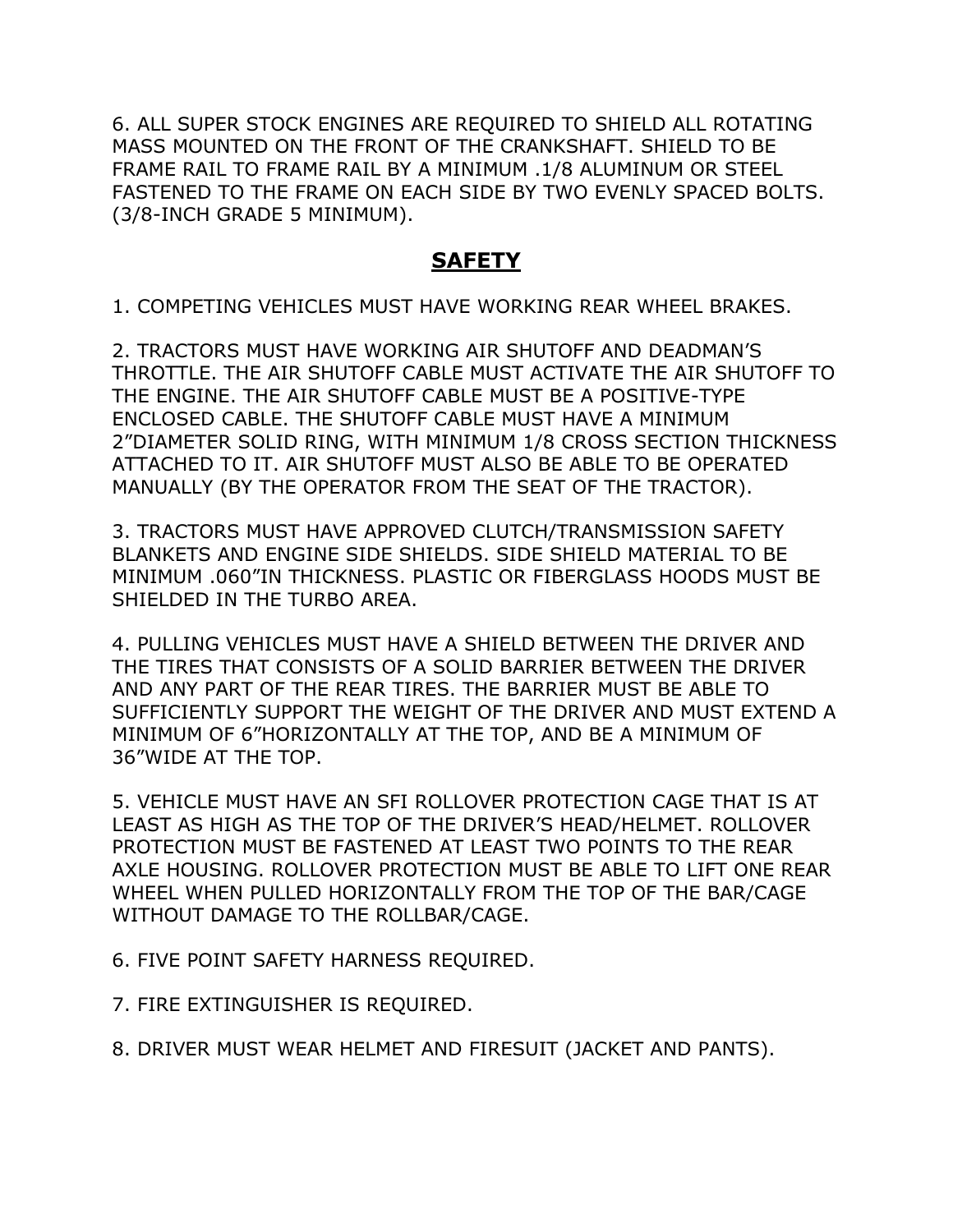6. ALL SUPER STOCK ENGINES ARE REQUIRED TO SHIELD ALL ROTATING MASS MOUNTED ON THE FRONT OF THE CRANKSHAFT. SHIELD TO BE FRAME RAIL TO FRAME RAIL BY A MINIMUM .1/8 ALUMINUM OR STEEL FASTENED TO THE FRAME ON EACH SIDE BY TWO EVENLY SPACED BOLTS. (3/8-INCH GRADE 5 MINIMUM).

## **SAFETY**

1. COMPETING VEHICLES MUST HAVE WORKING REAR WHEEL BRAKES.

2. TRACTORS MUST HAVE WORKING AIR SHUTOFF AND DEADMAN'S THROTTLE. THE AIR SHUTOFF CABLE MUST ACTIVATE THE AIR SHUTOFF TO THE ENGINE. THE AIR SHUTOFF CABLE MUST BE A POSITIVE-TYPE ENCLOSED CABLE. THE SHUTOFF CABLE MUST HAVE A MINIMUM 2"DIAMETER SOLID RING, WITH MINIMUM 1/8 CROSS SECTION THICKNESS ATTACHED TO IT. AIR SHUTOFF MUST ALSO BE ABLE TO BE OPERATED MANUALLY (BY THE OPERATOR FROM THE SEAT OF THE TRACTOR).

3. TRACTORS MUST HAVE APPROVED CLUTCH/TRANSMISSION SAFETY BLANKETS AND ENGINE SIDE SHIELDS. SIDE SHIELD MATERIAL TO BE MINIMUM .060"IN THICKNESS. PLASTIC OR FIBERGLASS HOODS MUST BE SHIELDED IN THE TURBO AREA.

4. PULLING VEHICLES MUST HAVE A SHIELD BETWEEN THE DRIVER AND THE TIRES THAT CONSISTS OF A SOLID BARRIER BETWEEN THE DRIVER AND ANY PART OF THE REAR TIRES. THE BARRIER MUST BE ABLE TO SUFFICIENTLY SUPPORT THE WEIGHT OF THE DRIVER AND MUST EXTEND A MINIMUM OF 6"HORIZONTALLY AT THE TOP, AND BE A MINIMUM OF 36"WIDE AT THE TOP.

5. VEHICLE MUST HAVE AN SFI ROLLOVER PROTECTION CAGE THAT IS AT LEAST AS HIGH AS THE TOP OF THE DRIVER'S HEAD/HELMET. ROLLOVER PROTECTION MUST BE FASTENED AT LEAST TWO POINTS TO THE REAR AXLE HOUSING. ROLLOVER PROTECTION MUST BE ABLE TO LIFT ONE REAR WHEEL WHEN PULLED HORIZONTALLY FROM THE TOP OF THE BAR/CAGE WITHOUT DAMAGE TO THE ROLLBAR/CAGE.

6. FIVE POINT SAFETY HARNESS REQUIRED.

7. FIRE EXTINGUISHER IS REQUIRED.

8. DRIVER MUST WEAR HELMET AND FIRESUIT (JACKET AND PANTS).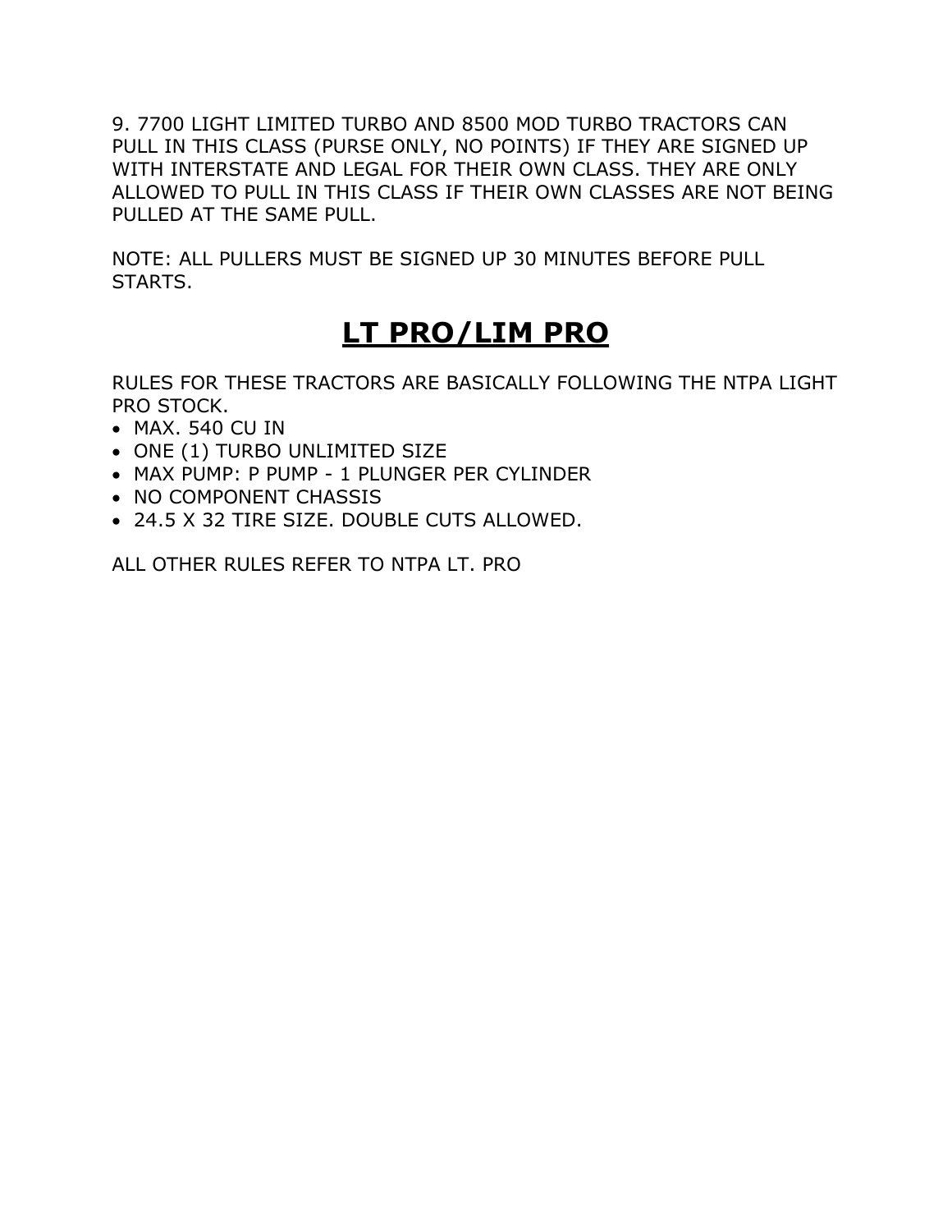9. 7700 LIGHT LIMITED TURBO AND 8500 MOD TURBO TRACTORS CAN PULL IN THIS CLASS (PURSE ONLY, NO POINTS) IF THEY ARE SIGNED UP WITH INTERSTATE AND LEGAL FOR THEIR OWN CLASS. THEY ARE ONLY ALLOWED TO PULL IN THIS CLASS IF THEIR OWN CLASSES ARE NOT BEING PULLED AT THE SAME PULL.

NOTE: ALL PULLERS MUST BE SIGNED UP 30 MINUTES BEFORE PULL STARTS.

# LT PRO/LIM PRO

RULES FOR THESE TRACTORS ARE BASICALLY FOLLOWING THE NTPA LIGHT PRO STOCK.

- MAX. 540 CU IN
- ONE (1) TURBO UNLIMITED SIZE
- MAX PUMP: P PUMP - 1 PLUNGER PER CYLINDER
- NO COMPONENT CHASSIS
- 24.5 X 32 TIRE SIZE. DOUBLE CUTS ALLOWED.

ALL OTHER RULES REFER TO NTPA LT. PRO